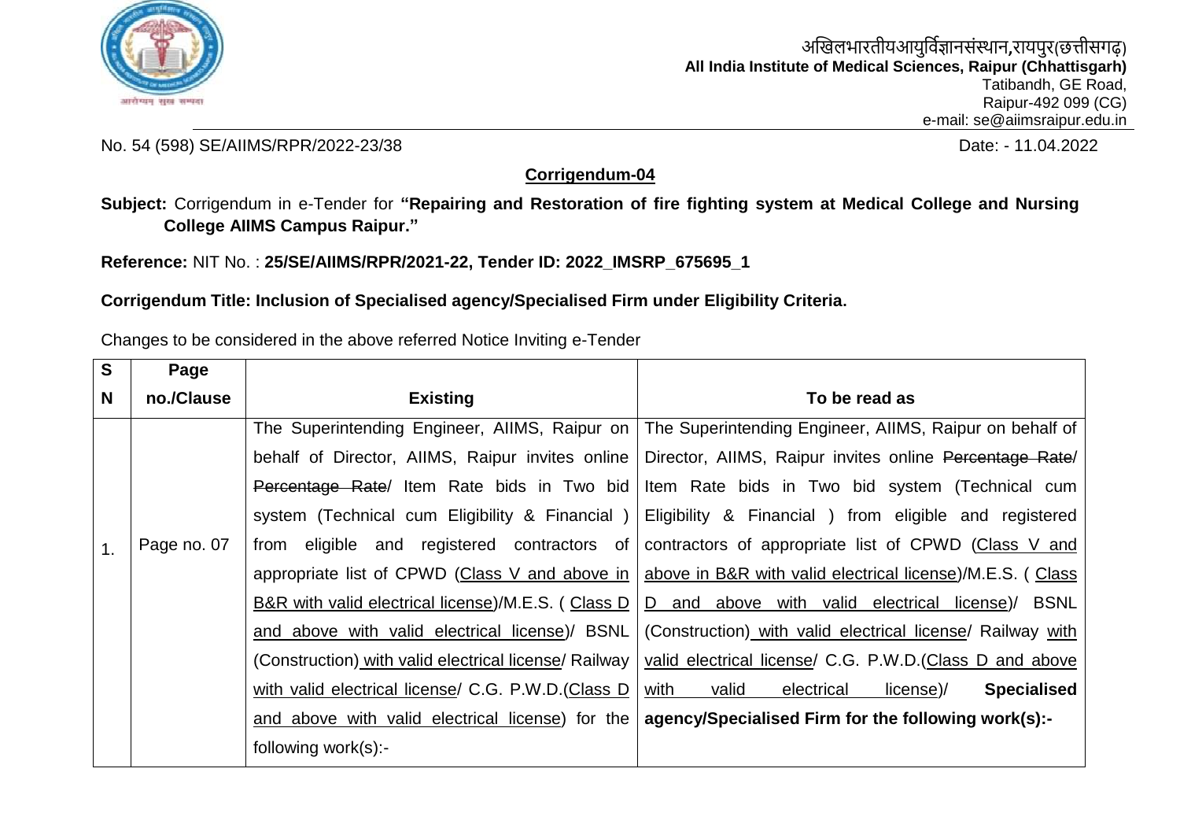अखिलभारतीयआयुर्विज्ञानसंस्थान,रायपुर(छत्तीसगढ़)
**All India Institute of Medical Sciences, Raipur (Chhattisgarh)**
Tatibandh, GE Road,
Raipur-492 099 (CG)
e-mail: se@aiimsraipur.edu.in

No. 54 (598) SE/AIIMS/RPR/2022-23/38

Date: - 11.04.2022

## Corrigendum-04

**Subject:** Corrigendum in e-Tender for **"Repairing and Restoration of fire fighting system at Medical College and Nursing College AIIMS Campus Raipur."**

**Reference:** NIT No. : **25/SE/AIIMS/RPR/2021-22, Tender ID: 2022_IMSRP_675695_1**

**Corrigendum Title: Inclusion of Specialised agency/Specialised Firm under Eligibility Criteria.**

Changes to be considered in the above referred Notice Inviting e-Tender

| S N | Page no./Clause | Existing | To be read as |
|---|---|---|---|
| 1. | Page no. 07 | The Superintending Engineer, AIIMS, Raipur on behalf of Director, AIIMS, Raipur invites online ~~Percentage Rate~~/ Item Rate bids in Two bid system (Technical cum Eligibility & Financial ) from eligible and registered contractors of appropriate list of CPWD (Class V and above in B&R with valid electrical license)/M.E.S. ( Class D and above with valid electrical license)/ BSNL (Construction) with valid electrical license/ Railway with valid electrical license/ C.G. P.W.D.(Class D and above with valid electrical license) for the following work(s):- | The Superintending Engineer, AIIMS, Raipur on behalf of Director, AIIMS, Raipur invites online ~~Percentage Rate~~/ Item Rate bids in Two bid system (Technical cum Eligibility & Financial ) from eligible and registered contractors of appropriate list of CPWD (Class V and above in B&R with valid electrical license)/M.E.S. ( Class D and above with valid electrical license)/ BSNL (Construction) with valid electrical license/ Railway with valid electrical license/ C.G. P.W.D.(Class D and above with valid electrical license)/ **Specialised agency/Specialised Firm for the following work(s):-** |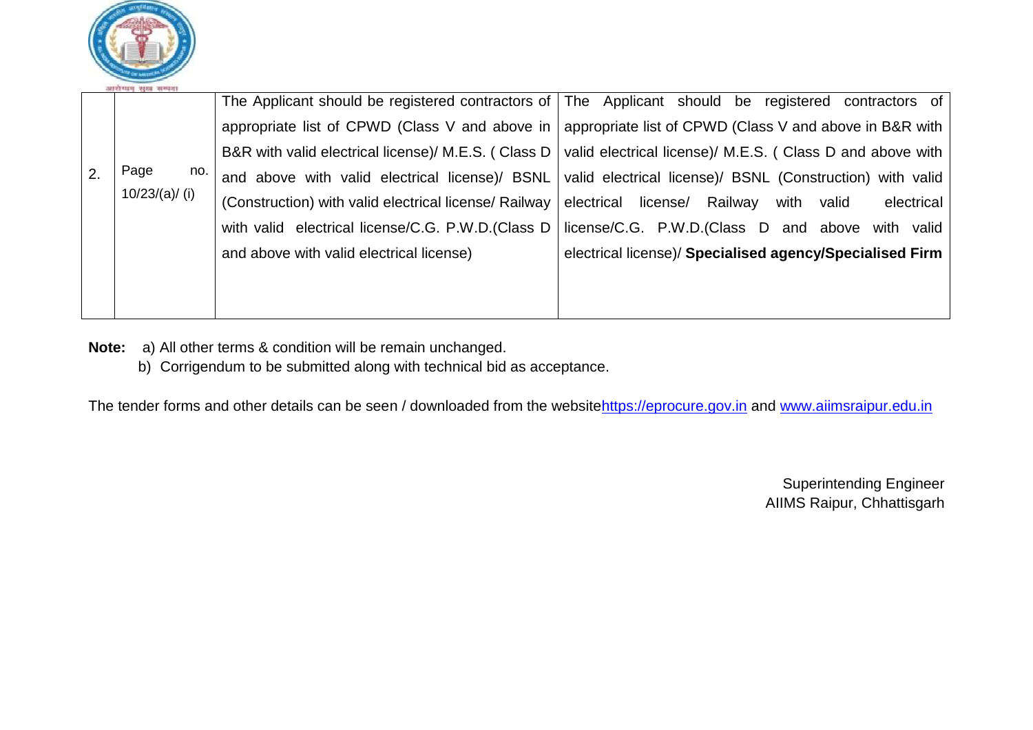| | | | |
|---|---|---|---|
| 2. | Page no. 10/23/(a)/ (i) | The Applicant should be registered contractors of appropriate list of CPWD (Class V and above in B&R with valid electrical license)/ M.E.S. ( Class D and above with valid electrical license)/ BSNL (Construction) with valid electrical license/ Railway with valid electrical license/C.G. P.W.D.(Class D and above with valid electrical license) | The Applicant should be registered contractors of appropriate list of CPWD (Class V and above in B&R with valid electrical license)/ M.E.S. ( Class D and above with valid electrical license)/ BSNL (Construction) with valid electrical license/ Railway with valid electrical license/C.G. P.W.D.(Class D and above with valid electrical license)/ **Specialised agency/Specialised Firm** |

**Note:** a) All other terms & condition will be remain unchanged.

b) Corrigendum to be submitted along with technical bid as acceptance.

The tender forms and other details can be seen / downloaded from the website https://eprocure.gov.in and www.aiimsraipur.edu.in

Superintending Engineer
AIIMS Raipur, Chhattisgarh